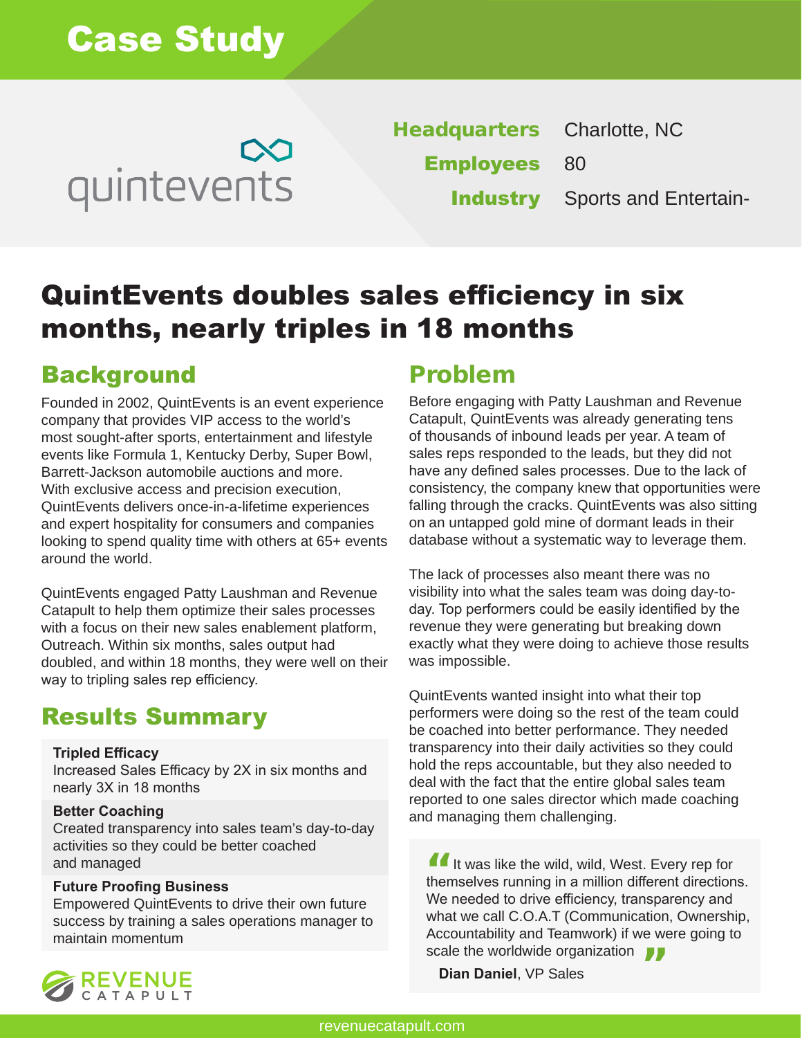# Case Study

quintevents

**Headquarters** Charlotte, NC
**Employees** 80
**Industry** Sports and Entertain-

## QuintEvents doubles sales efficiency in six months, nearly triples in 18 months

### Background

Founded in 2002, QuintEvents is an event experience company that provides VIP access to the world's most sought-after sports, entertainment and lifestyle events like Formula 1, Kentucky Derby, Super Bowl, Barrett-Jackson automobile auctions and more. With exclusive access and precision execution, QuintEvents delivers once-in-a-lifetime experiences and expert hospitality for consumers and companies looking to spend quality time with others at 65+ events around the world.

QuintEvents engaged Patty Laushman and Revenue Catapult to help them optimize their sales processes with a focus on their new sales enablement platform, Outreach. Within six months, sales output had doubled, and within 18 months, they were well on their way to tripling sales rep efficiency.

### Results Summary

**Tripled Efficacy**
Increased Sales Efficacy by 2X in six months and nearly 3X in 18 months

**Better Coaching**
Created transparency into sales team's day-to-day activities so they could be better coached and managed

**Future Proofing Business**
Empowered QuintEvents to drive their own future success by training a sales operations manager to maintain momentum

### Problem

Before engaging with Patty Laushman and Revenue Catapult, QuintEvents was already generating tens of thousands of inbound leads per year. A team of sales reps responded to the leads, but they did not have any defined sales processes. Due to the lack of consistency, the company knew that opportunities were falling through the cracks. QuintEvents was also sitting on an untapped gold mine of dormant leads in their database without a systematic way to leverage them.

The lack of processes also meant there was no visibility into what the sales team was doing day-to-day. Top performers could be easily identified by the revenue they were generating but breaking down exactly what they were doing to achieve those results was impossible.

QuintEvents wanted insight into what their top performers were doing so the rest of the team could be coached into better performance. They needed transparency into their daily activities so they could hold the reps accountable, but they also needed to deal with the fact that the entire global sales team reported to one sales director which made coaching and managing them challenging.

> "It was like the wild, wild, West. Every rep for themselves running in a million different directions. We needed to drive efficiency, transparency and what we call C.O.A.T (Communication, Ownership, Accountability and Teamwork) if we were going to scale the worldwide organization"
>
> **Dian Daniel**, VP Sales

REVENUE CATAPULT

revenuecatapult.com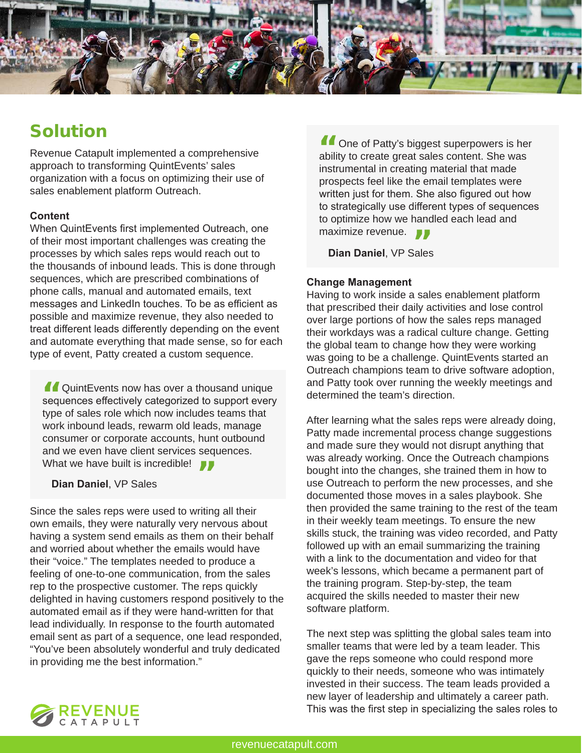## Solution

Revenue Catapult implemented a comprehensive approach to transforming QuintEvents' sales organization with a focus on optimizing their use of sales enablement platform Outreach.

**Content**

When QuintEvents first implemented Outreach, one of their most important challenges was creating the processes by which sales reps would reach out to the thousands of inbound leads. This is done through sequences, which are prescribed combinations of phone calls, manual and automated emails, text messages and LinkedIn touches. To be as efficient as possible and maximize revenue, they also needed to treat different leads differently depending on the event and automate everything that made sense, so for each type of event, Patty created a custom sequence.

> "QuintEvents now has over a thousand unique sequences effectively categorized to support every type of sales role which now includes teams that work inbound leads, rewarm old leads, manage consumer or corporate accounts, hunt outbound and we even have client services sequences. What we have built is incredible!"
>
> **Dian Daniel**, VP Sales

Since the sales reps were used to writing all their own emails, they were naturally very nervous about having a system send emails as them on their behalf and worried about whether the emails would have their "voice." The templates needed to produce a feeling of one-to-one communication, from the sales rep to the prospective customer. The reps quickly delighted in having customers respond positively to the automated email as if they were hand-written for that lead individually. In response to the fourth automated email sent as part of a sequence, one lead responded, "You've been absolutely wonderful and truly dedicated in providing me the best information."

> "One of Patty's biggest superpowers is her ability to create great sales content. She was instrumental in creating material that made prospects feel like the email templates were written just for them. She also figured out how to strategically use different types of sequences to optimize how we handled each lead and maximize revenue."
>
> **Dian Daniel**, VP Sales

**Change Management**

Having to work inside a sales enablement platform that prescribed their daily activities and lose control over large portions of how the sales reps managed their workdays was a radical culture change. Getting the global team to change how they were working was going to be a challenge. QuintEvents started an Outreach champions team to drive software adoption, and Patty took over running the weekly meetings and determined the team's direction.

After learning what the sales reps were already doing, Patty made incremental process change suggestions and made sure they would not disrupt anything that was already working. Once the Outreach champions bought into the changes, she trained them in how to use Outreach to perform the new processes, and she documented those moves in a sales playbook. She then provided the same training to the rest of the team in their weekly team meetings. To ensure the new skills stuck, the training was video recorded, and Patty followed up with an email summarizing the training with a link to the documentation and video for that week's lessons, which became a permanent part of the training program. Step-by-step, the team acquired the skills needed to master their new software platform.

The next step was splitting the global sales team into smaller teams that were led by a team leader. This gave the reps someone who could respond more quickly to their needs, someone who was intimately invested in their success. The team leads provided a new layer of leadership and ultimately a career path. This was the first step in specializing the sales roles to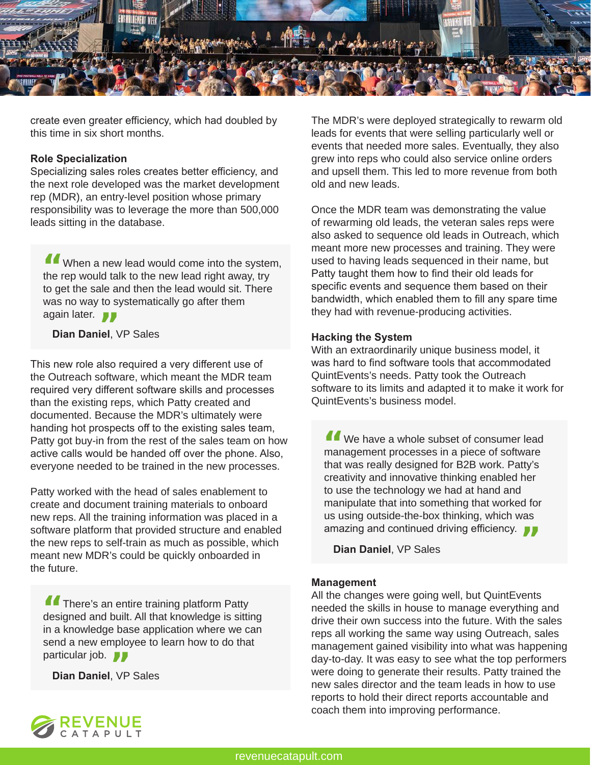create even greater efficiency, which had doubled by this time in six short months.

**Role Specialization**
Specializing sales roles creates better efficiency, and the next role developed was the market development rep (MDR), an entry-level position whose primary responsibility was to leverage the more than 500,000 leads sitting in the database.

> "When a new lead would come into the system, the rep would talk to the new lead right away, try to get the sale and then the lead would sit. There was no way to systematically go after them again later."
>
> **Dian Daniel**, VP Sales

This new role also required a very different use of the Outreach software, which meant the MDR team required very different software skills and processes than the existing reps, which Patty created and documented. Because the MDR's ultimately were handing hot prospects off to the existing sales team, Patty got buy-in from the rest of the sales team on how active calls would be handed off over the phone. Also, everyone needed to be trained in the new processes.

Patty worked with the head of sales enablement to create and document training materials to onboard new reps. All the training information was placed in a software platform that provided structure and enabled the new reps to self-train as much as possible, which meant new MDR's could be quickly onboarded in the future.

> "There's an entire training platform Patty designed and built. All that knowledge is sitting in a knowledge base application where we can send a new employee to learn how to do that particular job."
>
> **Dian Daniel**, VP Sales

The MDR's were deployed strategically to rewarm old leads for events that were selling particularly well or events that needed more sales. Eventually, they also grew into reps who could also service online orders and upsell them. This led to more revenue from both old and new leads.

Once the MDR team was demonstrating the value of rewarming old leads, the veteran sales reps were also asked to sequence old leads in Outreach, which meant more new processes and training. They were used to having leads sequenced in their name, but Patty taught them how to find their old leads for specific events and sequence them based on their bandwidth, which enabled them to fill any spare time they had with revenue-producing activities.

**Hacking the System**
With an extraordinarily unique business model, it was hard to find software tools that accommodated QuintEvents's needs. Patty took the Outreach software to its limits and adapted it to make it work for QuintEvents's business model.

> "We have a whole subset of consumer lead management processes in a piece of software that was really designed for B2B work. Patty's creativity and innovative thinking enabled her to use the technology we had at hand and manipulate that into something that worked for us using outside-the-box thinking, which was amazing and continued driving efficiency."
>
> **Dian Daniel**, VP Sales

**Management**
All the changes were going well, but QuintEvents needed the skills in house to manage everything and drive their own success into the future. With the sales reps all working the same way using Outreach, sales management gained visibility into what was happening day-to-day. It was easy to see what the top performers were doing to generate their results. Patty trained the new sales director and the team leads in how to use reports to hold their direct reports accountable and coach them into improving performance.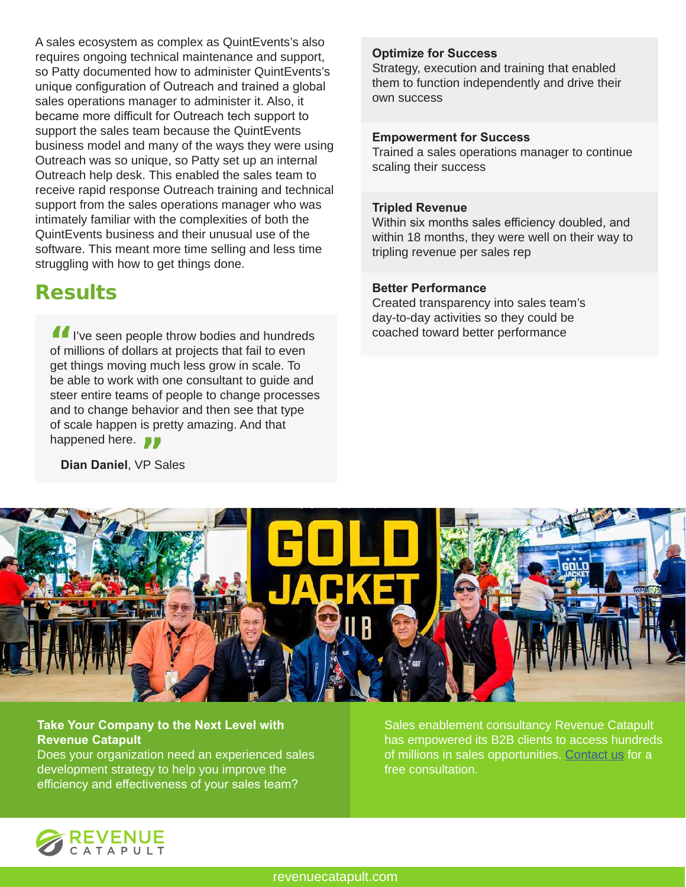A sales ecosystem as complex as QuintEvents's also requires ongoing technical maintenance and support, so Patty documented how to administer QuintEvents's unique configuration of Outreach and trained a global sales operations manager to administer it. Also, it became more difficult for Outreach tech support to support the sales team because the QuintEvents business model and many of the ways they were using Outreach was so unique, so Patty set up an internal Outreach help desk. This enabled the sales team to receive rapid response Outreach training and technical support from the sales operations manager who was intimately familiar with the complexities of both the QuintEvents business and their unusual use of the software. This meant more time selling and less time struggling with how to get things done.

## Results

> "I've seen people throw bodies and hundreds of millions of dollars at projects that fail to even get things moving much less grow in scale. To be able to work with one consultant to guide and steer entire teams of people to change processes and to change behavior and then see that type of scale happen is pretty amazing. And that happened here."
>
> **Dian Daniel**, VP Sales

**Optimize for Success**
Strategy, execution and training that enabled them to function independently and drive their own success

**Empowerment for Success**
Trained a sales operations manager to continue scaling their success

**Tripled Revenue**
Within six months sales efficiency doubled, and within 18 months, they were well on their way to tripling revenue per sales rep

**Better Performance**
Created transparency into sales team's day-to-day activities so they could be coached toward better performance

**Take Your Company to the Next Level with Revenue Catapult**
Does your organization need an experienced sales development strategy to help you improve the efficiency and effectiveness of your sales team?

Sales enablement consultancy Revenue Catapult has empowered its B2B clients to access hundreds of millions in sales opportunities. Contact us for a free consultation.

REVENUE CATAPULT

revenuecatapult.com